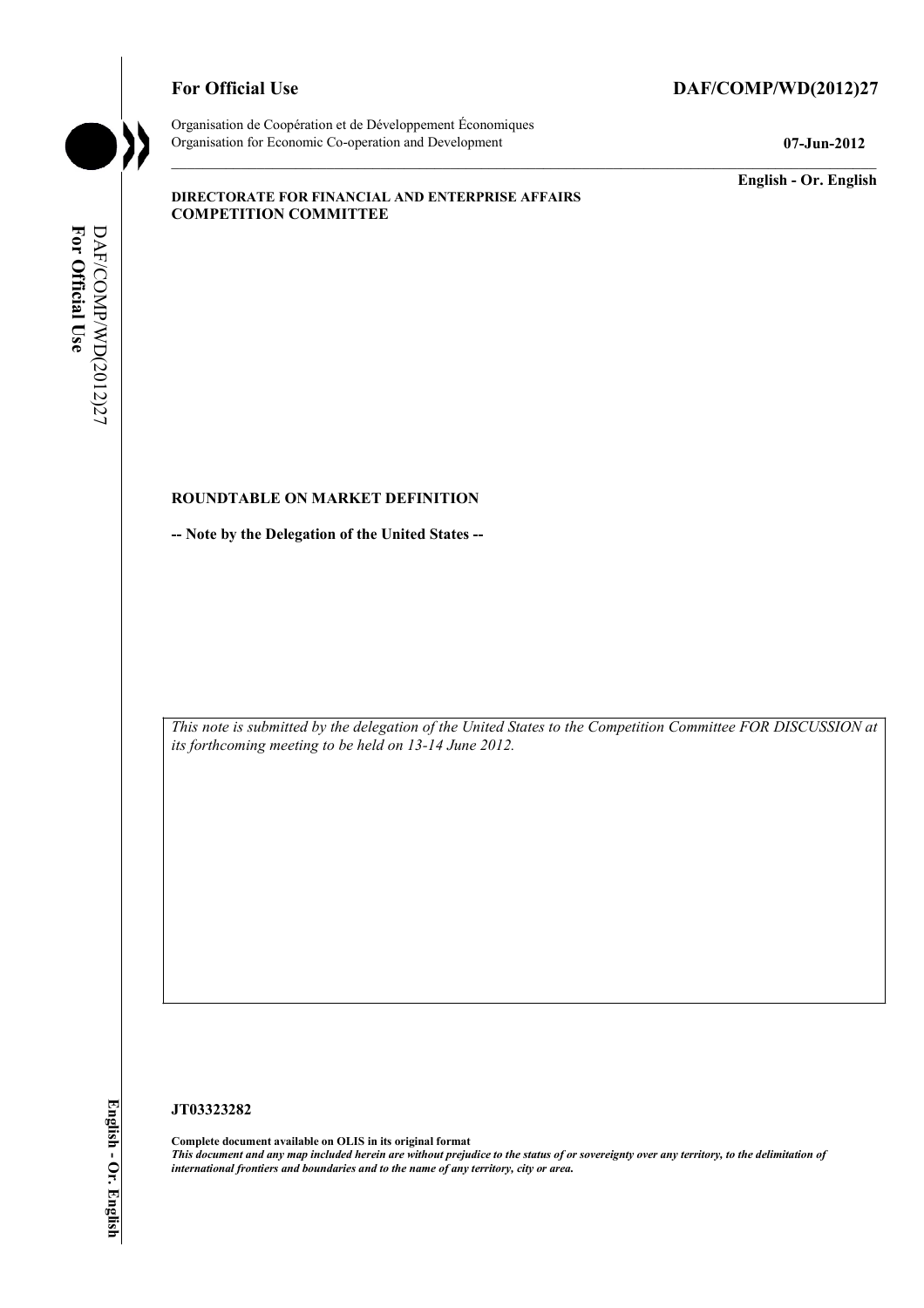**For Official Use** **DAF/COMP/WD(2012)27**

Organisation de Coopération et de Développement Économiques
Organisation for Economic Co-operation and Development **07-Jun-2012**

**English - Or. English**

**DIRECTORATE FOR FINANCIAL AND ENTERPRISE AFFAIRS**
**COMPETITION COMMITTEE**

**ROUNDTABLE ON MARKET DEFINITION**

**-- Note by the Delegation of the United States --**

*This note is submitted by the delegation of the United States to the Competition Committee FOR DISCUSSION at its forthcoming meeting to be held on 13-14 June 2012.*

**JT03323282**

**Complete document available on OLIS in its original format**
***This document and any map included herein are without prejudice to the status of or sovereignty over any territory, to the delimitation of international frontiers and boundaries and to the name of any territory, city or area.***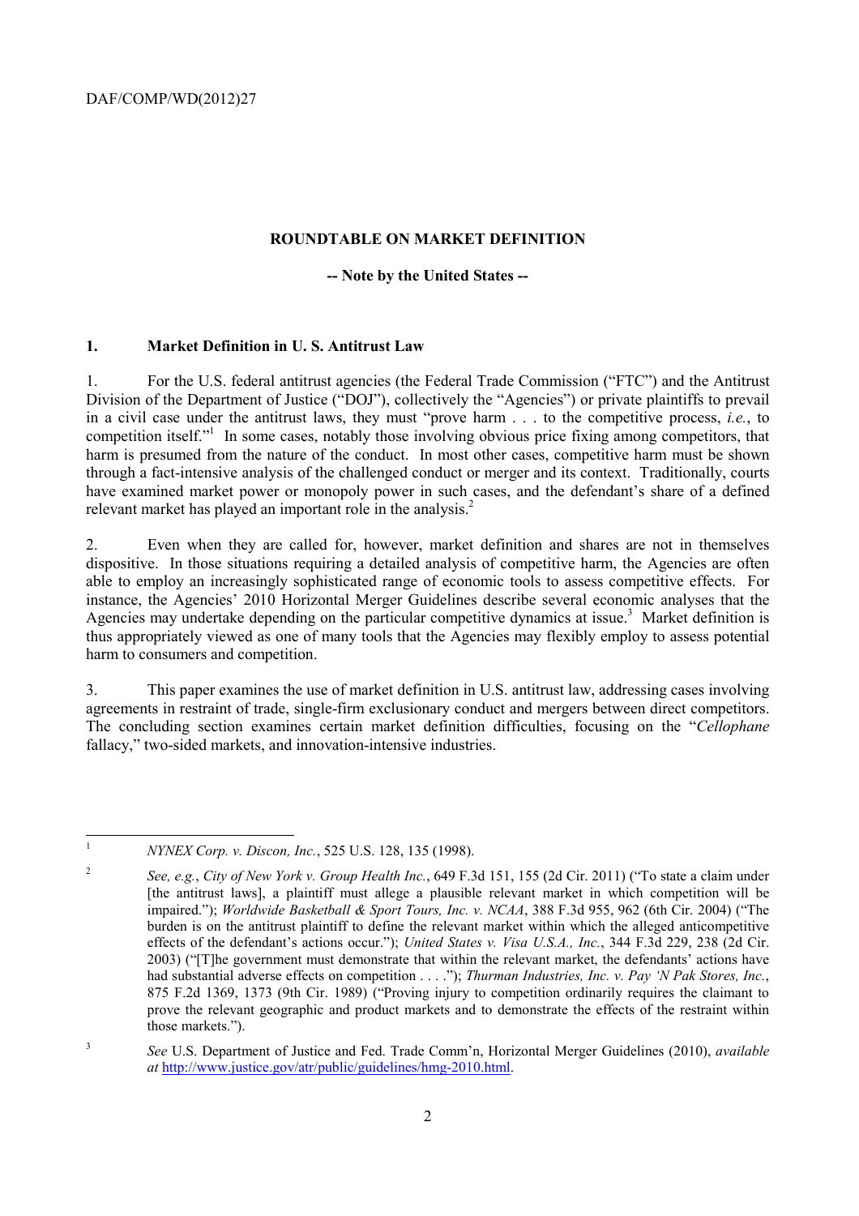## ROUNDTABLE ON MARKET DEFINITION

**-- Note by the United States --**

### 1. Market Definition in U. S. Antitrust Law

1. For the U.S. federal antitrust agencies (the Federal Trade Commission ("FTC") and the Antitrust Division of the Department of Justice ("DOJ"), collectively the "Agencies") or private plaintiffs to prevail in a civil case under the antitrust laws, they must "prove harm . . . to the competitive process, *i.e.*, to competition itself."[1] In some cases, notably those involving obvious price fixing among competitors, that harm is presumed from the nature of the conduct. In most other cases, competitive harm must be shown through a fact-intensive analysis of the challenged conduct or merger and its context. Traditionally, courts have examined market power or monopoly power in such cases, and the defendant's share of a defined relevant market has played an important role in the analysis.[2]

2. Even when they are called for, however, market definition and shares are not in themselves dispositive. In those situations requiring a detailed analysis of competitive harm, the Agencies are often able to employ an increasingly sophisticated range of economic tools to assess competitive effects. For instance, the Agencies' 2010 Horizontal Merger Guidelines describe several economic analyses that the Agencies may undertake depending on the particular competitive dynamics at issue.[3] Market definition is thus appropriately viewed as one of many tools that the Agencies may flexibly employ to assess potential harm to consumers and competition.

3. This paper examines the use of market definition in U.S. antitrust law, addressing cases involving agreements in restraint of trade, single-firm exclusionary conduct and mergers between direct competitors. The concluding section examines certain market definition difficulties, focusing on the "*Cellophane* fallacy," two-sided markets, and innovation-intensive industries.

---

[1] *NYNEX Corp. v. Discon, Inc.*, 525 U.S. 128, 135 (1998).

[2] *See, e.g.*, *City of New York v. Group Health Inc.*, 649 F.3d 151, 155 (2d Cir. 2011) ("To state a claim under [the antitrust laws], a plaintiff must allege a plausible relevant market in which competition will be impaired."); *Worldwide Basketball & Sport Tours, Inc. v. NCAA*, 388 F.3d 955, 962 (6th Cir. 2004) ("The burden is on the antitrust plaintiff to define the relevant market within which the alleged anticompetitive effects of the defendant's actions occur."); *United States v. Visa U.S.A., Inc.*, 344 F.3d 229, 238 (2d Cir. 2003) ("[T]he government must demonstrate that within the relevant market, the defendants' actions have had substantial adverse effects on competition . . . ."); *Thurman Industries, Inc. v. Pay 'N Pak Stores, Inc.*, 875 F.2d 1369, 1373 (9th Cir. 1989) ("Proving injury to competition ordinarily requires the claimant to prove the relevant geographic and product markets and to demonstrate the effects of the restraint within those markets.").

[3] *See* U.S. Department of Justice and Fed. Trade Comm'n, Horizontal Merger Guidelines (2010), *available at* http://www.justice.gov/atr/public/guidelines/hmg-2010.html.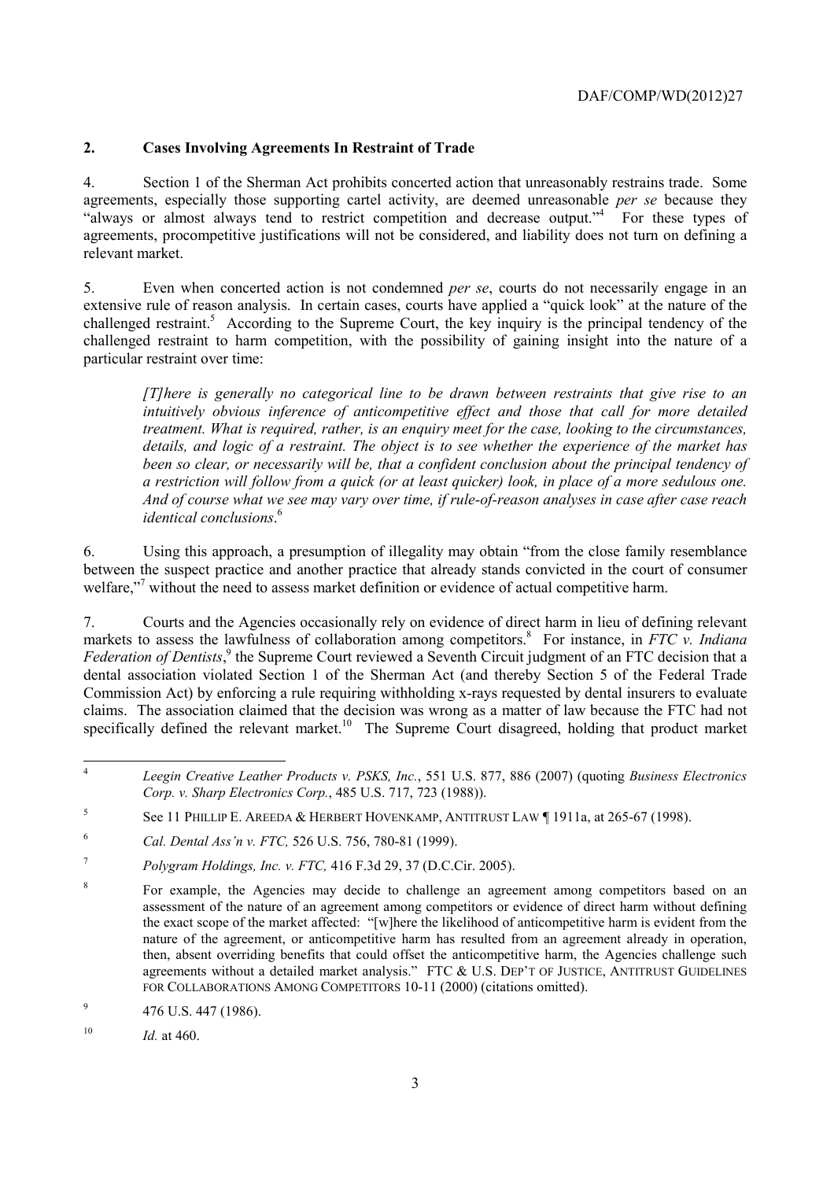## 2. Cases Involving Agreements In Restraint of Trade

4. Section 1 of the Sherman Act prohibits concerted action that unreasonably restrains trade. Some agreements, especially those supporting cartel activity, are deemed unreasonable *per se* because they "always or almost always tend to restrict competition and decrease output."[4] For these types of agreements, procompetitive justifications will not be considered, and liability does not turn on defining a relevant market.

5. Even when concerted action is not condemned *per se*, courts do not necessarily engage in an extensive rule of reason analysis. In certain cases, courts have applied a "quick look" at the nature of the challenged restraint.[5] According to the Supreme Court, the key inquiry is the principal tendency of the challenged restraint to harm competition, with the possibility of gaining insight into the nature of a particular restraint over time:

> *[T]here is generally no categorical line to be drawn between restraints that give rise to an intuitively obvious inference of anticompetitive effect and those that call for more detailed treatment. What is required, rather, is an enquiry meet for the case, looking to the circumstances, details, and logic of a restraint. The object is to see whether the experience of the market has been so clear, or necessarily will be, that a confident conclusion about the principal tendency of a restriction will follow from a quick (or at least quicker) look, in place of a more sedulous one. And of course what we see may vary over time, if rule-of-reason analyses in case after case reach identical conclusions*.[6]

6. Using this approach, a presumption of illegality may obtain "from the close family resemblance between the suspect practice and another practice that already stands convicted in the court of consumer welfare,"[7] without the need to assess market definition or evidence of actual competitive harm.

7. Courts and the Agencies occasionally rely on evidence of direct harm in lieu of defining relevant markets to assess the lawfulness of collaboration among competitors.[8] For instance, in *FTC v. Indiana Federation of Dentists*,[9] the Supreme Court reviewed a Seventh Circuit judgment of an FTC decision that a dental association violated Section 1 of the Sherman Act (and thereby Section 5 of the Federal Trade Commission Act) by enforcing a rule requiring withholding x-rays requested by dental insurers to evaluate claims. The association claimed that the decision was wrong as a matter of law because the FTC had not specifically defined the relevant market.[10] The Supreme Court disagreed, holding that product market

---

[4] *Leegin Creative Leather Products v. PSKS, Inc.*, 551 U.S. 877, 886 (2007) (quoting *Business Electronics Corp. v. Sharp Electronics Corp.*, 485 U.S. 717, 723 (1988)).

[5] See 11 PHILLIP E. AREEDA & HERBERT HOVENKAMP, ANTITRUST LAW ¶ 1911a, at 265-67 (1998).

[6] *Cal. Dental Ass'n v. FTC,* 526 U.S. 756, 780-81 (1999).

[7] *Polygram Holdings, Inc. v. FTC,* 416 F.3d 29, 37 (D.C.Cir. 2005).

[8] For example, the Agencies may decide to challenge an agreement among competitors based on an assessment of the nature of an agreement among competitors or evidence of direct harm without defining the exact scope of the market affected: "[w]here the likelihood of anticompetitive harm is evident from the nature of the agreement, or anticompetitive harm has resulted from an agreement already in operation, then, absent overriding benefits that could offset the anticompetitive harm, the Agencies challenge such agreements without a detailed market analysis." FTC & U.S. DEP'T OF JUSTICE, ANTITRUST GUIDELINES FOR COLLABORATIONS AMONG COMPETITORS 10-11 (2000) (citations omitted).

[9] 476 U.S. 447 (1986).

[10] *Id.* at 460.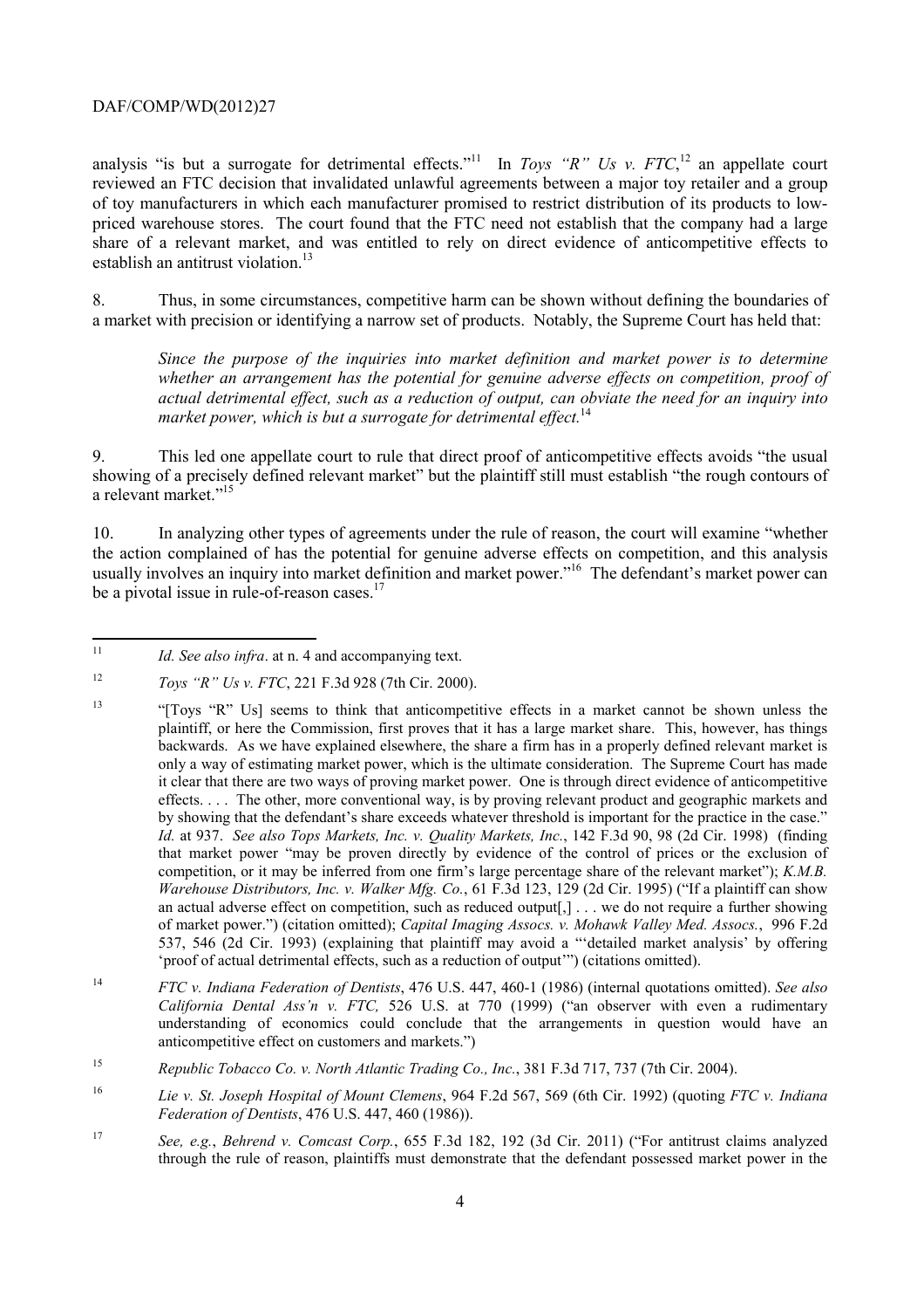analysis "is but a surrogate for detrimental effects."[11] In *Toys "R" Us v. FTC*,[12] an appellate court reviewed an FTC decision that invalidated unlawful agreements between a major toy retailer and a group of toy manufacturers in which each manufacturer promised to restrict distribution of its products to low-priced warehouse stores. The court found that the FTC need not establish that the company had a large share of a relevant market, and was entitled to rely on direct evidence of anticompetitive effects to establish an antitrust violation.[13]

8. Thus, in some circumstances, competitive harm can be shown without defining the boundaries of a market with precision or identifying a narrow set of products. Notably, the Supreme Court has held that:

> *Since the purpose of the inquiries into market definition and market power is to determine whether an arrangement has the potential for genuine adverse effects on competition, proof of actual detrimental effect, such as a reduction of output, can obviate the need for an inquiry into market power, which is but a surrogate for detrimental effect.*[14]

9. This led one appellate court to rule that direct proof of anticompetitive effects avoids "the usual showing of a precisely defined relevant market" but the plaintiff still must establish "the rough contours of a relevant market."[15]

10. In analyzing other types of agreements under the rule of reason, the court will examine "whether the action complained of has the potential for genuine adverse effects on competition, and this analysis usually involves an inquiry into market definition and market power."[16] The defendant's market power can be a pivotal issue in rule-of-reason cases.[17]

---

[11] *Id. See also infra*. at n. 4 and accompanying text.

[12] *Toys "R" Us v. FTC*, 221 F.3d 928 (7th Cir. 2000).

[13] "[Toys "R" Us] seems to think that anticompetitive effects in a market cannot be shown unless the plaintiff, or here the Commission, first proves that it has a large market share. This, however, has things backwards. As we have explained elsewhere, the share a firm has in a properly defined relevant market is only a way of estimating market power, which is the ultimate consideration. The Supreme Court has made it clear that there are two ways of proving market power. One is through direct evidence of anticompetitive effects. . . . The other, more conventional way, is by proving relevant product and geographic markets and by showing that the defendant's share exceeds whatever threshold is important for the practice in the case." *Id.* at 937. *See also Tops Markets, Inc. v. Quality Markets, Inc.*, 142 F.3d 90, 98 (2d Cir. 1998) (finding that market power "may be proven directly by evidence of the control of prices or the exclusion of competition, or it may be inferred from one firm's large percentage share of the relevant market"); *K.M.B. Warehouse Distributors, Inc. v. Walker Mfg. Co.*, 61 F.3d 123, 129 (2d Cir. 1995) ("If a plaintiff can show an actual adverse effect on competition, such as reduced output[,] . . . we do not require a further showing of market power.") (citation omitted); *Capital Imaging Assocs. v. Mohawk Valley Med. Assocs.*, 996 F.2d 537, 546 (2d Cir. 1993) (explaining that plaintiff may avoid a "'detailed market analysis' by offering 'proof of actual detrimental effects, such as a reduction of output'") (citations omitted).

[14] *FTC v. Indiana Federation of Dentists*, 476 U.S. 447, 460-1 (1986) (internal quotations omitted). *See also California Dental Ass'n v. FTC,* 526 U.S. at 770 (1999) ("an observer with even a rudimentary understanding of economics could conclude that the arrangements in question would have an anticompetitive effect on customers and markets.")

[15] *Republic Tobacco Co. v. North Atlantic Trading Co., Inc.*, 381 F.3d 717, 737 (7th Cir. 2004).

[16] *Lie v. St. Joseph Hospital of Mount Clemens*, 964 F.2d 567, 569 (6th Cir. 1992) (quoting *FTC v. Indiana Federation of Dentists*, 476 U.S. 447, 460 (1986)).

[17] *See, e.g.*, *Behrend v. Comcast Corp.*, 655 F.3d 182, 192 (3d Cir. 2011) ("For antitrust claims analyzed through the rule of reason, plaintiffs must demonstrate that the defendant possessed market power in the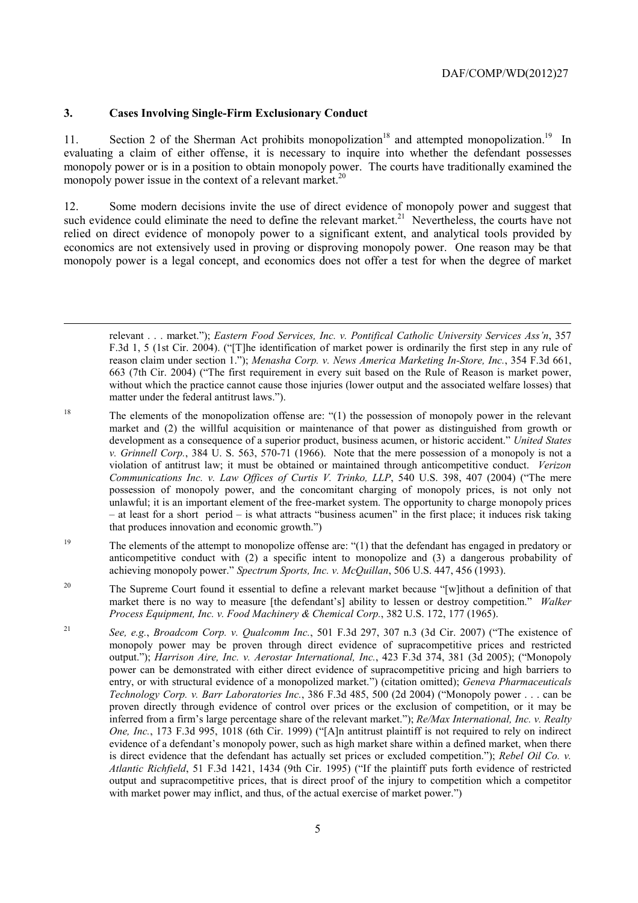## 3. Cases Involving Single-Firm Exclusionary Conduct

11. Section 2 of the Sherman Act prohibits monopolization[18] and attempted monopolization.[19] In evaluating a claim of either offense, it is necessary to inquire into whether the defendant possesses monopoly power or is in a position to obtain monopoly power. The courts have traditionally examined the monopoly power issue in the context of a relevant market.[20]

12. Some modern decisions invite the use of direct evidence of monopoly power and suggest that such evidence could eliminate the need to define the relevant market.[21] Nevertheless, the courts have not relied on direct evidence of monopoly power to a significant extent, and analytical tools provided by economics are not extensively used in proving or disproving monopoly power. One reason may be that monopoly power is a legal concept, and economics does not offer a test for when the degree of market

---

relevant . . . market."); *Eastern Food Services, Inc. v. Pontifical Catholic University Services Ass'n*, 357 F.3d 1, 5 (1st Cir. 2004). ("[T]he identification of market power is ordinarily the first step in any rule of reason claim under section 1."); *Menasha Corp. v. News America Marketing In-Store, Inc.*, 354 F.3d 661, 663 (7th Cir. 2004) ("The first requirement in every suit based on the Rule of Reason is market power, without which the practice cannot cause those injuries (lower output and the associated welfare losses) that matter under the federal antitrust laws.").

[18] The elements of the monopolization offense are: "(1) the possession of monopoly power in the relevant market and (2) the willful acquisition or maintenance of that power as distinguished from growth or development as a consequence of a superior product, business acumen, or historic accident." *United States v. Grinnell Corp.*, 384 U. S. 563, 570-71 (1966). Note that the mere possession of a monopoly is not a violation of antitrust law; it must be obtained or maintained through anticompetitive conduct. *Verizon Communications Inc. v. Law Offices of Curtis V. Trinko, LLP*, 540 U.S. 398, 407 (2004) ("The mere possession of monopoly power, and the concomitant charging of monopoly prices, is not only not unlawful; it is an important element of the free-market system. The opportunity to charge monopoly prices – at least for a short period – is what attracts "business acumen" in the first place; it induces risk taking that produces innovation and economic growth.")

[19] The elements of the attempt to monopolize offense are: "(1) that the defendant has engaged in predatory or anticompetitive conduct with (2) a specific intent to monopolize and (3) a dangerous probability of achieving monopoly power." *Spectrum Sports, Inc. v. McQuillan*, 506 U.S. 447, 456 (1993).

[20] The Supreme Court found it essential to define a relevant market because "[w]ithout a definition of that market there is no way to measure [the defendant's] ability to lessen or destroy competition." *Walker Process Equipment, Inc. v. Food Machinery & Chemical Corp.*, 382 U.S. 172, 177 (1965).

[21] *See, e.g.*, *Broadcom Corp. v. Qualcomm Inc.*, 501 F.3d 297, 307 n.3 (3d Cir. 2007) ("The existence of monopoly power may be proven through direct evidence of supracompetitive prices and restricted output."); *Harrison Aire, Inc. v. Aerostar International, Inc.*, 423 F.3d 374, 381 (3d 2005); ("Monopoly power can be demonstrated with either direct evidence of supracompetitive pricing and high barriers to entry, or with structural evidence of a monopolized market.") (citation omitted); *Geneva Pharmaceuticals Technology Corp. v. Barr Laboratories Inc.*, 386 F.3d 485, 500 (2d 2004) ("Monopoly power . . . can be proven directly through evidence of control over prices or the exclusion of competition, or it may be inferred from a firm's large percentage share of the relevant market."); *Re/Max International, Inc. v. Realty One, Inc.*, 173 F.3d 995, 1018 (6th Cir. 1999) ("[A]n antitrust plaintiff is not required to rely on indirect evidence of a defendant's monopoly power, such as high market share within a defined market, when there is direct evidence that the defendant has actually set prices or excluded competition."); *Rebel Oil Co. v. Atlantic Richfield*, 51 F.3d 1421, 1434 (9th Cir. 1995) ("If the plaintiff puts forth evidence of restricted output and supracompetitive prices, that is direct proof of the injury to competition which a competitor with market power may inflict, and thus, of the actual exercise of market power.")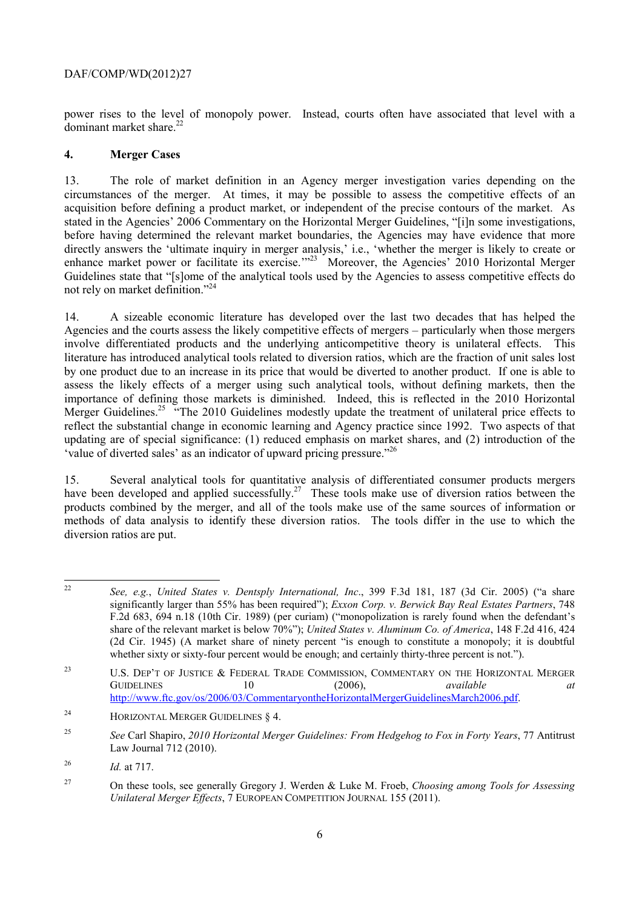power rises to the level of monopoly power. Instead, courts often have associated that level with a dominant market share.[22]

## 4. Merger Cases

13. The role of market definition in an Agency merger investigation varies depending on the circumstances of the merger. At times, it may be possible to assess the competitive effects of an acquisition before defining a product market, or independent of the precise contours of the market. As stated in the Agencies' 2006 Commentary on the Horizontal Merger Guidelines, "[i]n some investigations, before having determined the relevant market boundaries, the Agencies may have evidence that more directly answers the 'ultimate inquiry in merger analysis,' i.e., 'whether the merger is likely to create or enhance market power or facilitate its exercise.'"[23] Moreover, the Agencies' 2010 Horizontal Merger Guidelines state that "[s]ome of the analytical tools used by the Agencies to assess competitive effects do not rely on market definition."[24]

14. A sizeable economic literature has developed over the last two decades that has helped the Agencies and the courts assess the likely competitive effects of mergers – particularly when those mergers involve differentiated products and the underlying anticompetitive theory is unilateral effects. This literature has introduced analytical tools related to diversion ratios, which are the fraction of unit sales lost by one product due to an increase in its price that would be diverted to another product. If one is able to assess the likely effects of a merger using such analytical tools, without defining markets, then the importance of defining those markets is diminished. Indeed, this is reflected in the 2010 Horizontal Merger Guidelines.[25] "The 2010 Guidelines modestly update the treatment of unilateral price effects to reflect the substantial change in economic learning and Agency practice since 1992. Two aspects of that updating are of special significance: (1) reduced emphasis on market shares, and (2) introduction of the 'value of diverted sales' as an indicator of upward pricing pressure."[26]

15. Several analytical tools for quantitative analysis of differentiated consumer products mergers have been developed and applied successfully.[27] These tools make use of diversion ratios between the products combined by the merger, and all of the tools make use of the same sources of information or methods of data analysis to identify these diversion ratios. The tools differ in the use to which the diversion ratios are put.

---

22. *See, e.g.*, *United States v. Dentsply International, Inc.*, 399 F.3d 181, 187 (3d Cir. 2005) ("a share significantly larger than 55% has been required"); *Exxon Corp. v. Berwick Bay Real Estates Partners*, 748 F.2d 683, 694 n.18 (10th Cir. 1989) (per curiam) ("monopolization is rarely found when the defendant's share of the relevant market is below 70%"); *United States v. Aluminum Co. of America*, 148 F.2d 416, 424 (2d Cir. 1945) (A market share of ninety percent "is enough to constitute a monopoly; it is doubtful whether sixty or sixty-four percent would be enough; and certainly thirty-three percent is not.").

23. U.S. DEP'T OF JUSTICE & FEDERAL TRADE COMMISSION, COMMENTARY ON THE HORIZONTAL MERGER GUIDELINES 10 (2006), *available at* http://www.ftc.gov/os/2006/03/CommentaryontheHorizontalMergerGuidelinesMarch2006.pdf.

24. HORIZONTAL MERGER GUIDELINES § 4.

25. *See* Carl Shapiro, *2010 Horizontal Merger Guidelines: From Hedgehog to Fox in Forty Years*, 77 Antitrust Law Journal 712 (2010).

26. *Id.* at 717.

27. On these tools, see generally Gregory J. Werden & Luke M. Froeb, *Choosing among Tools for Assessing Unilateral Merger Effects*, 7 EUROPEAN COMPETITION JOURNAL 155 (2011).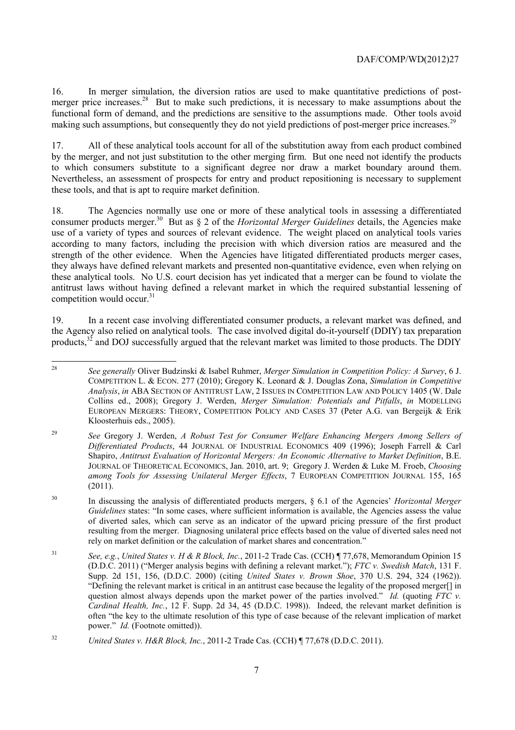16. In merger simulation, the diversion ratios are used to make quantitative predictions of post-merger price increases.[28] But to make such predictions, it is necessary to make assumptions about the functional form of demand, and the predictions are sensitive to the assumptions made. Other tools avoid making such assumptions, but consequently they do not yield predictions of post-merger price increases.[29]

17. All of these analytical tools account for all of the substitution away from each product combined by the merger, and not just substitution to the other merging firm. But one need not identify the products to which consumers substitute to a significant degree nor draw a market boundary around them. Nevertheless, an assessment of prospects for entry and product repositioning is necessary to supplement these tools, and that is apt to require market definition.

18. The Agencies normally use one or more of these analytical tools in assessing a differentiated consumer products merger.[30] But as § 2 of the *Horizontal Merger Guidelines* details, the Agencies make use of a variety of types and sources of relevant evidence. The weight placed on analytical tools varies according to many factors, including the precision with which diversion ratios are measured and the strength of the other evidence. When the Agencies have litigated differentiated products merger cases, they always have defined relevant markets and presented non-quantitative evidence, even when relying on these analytical tools. No U.S. court decision has yet indicated that a merger can be found to violate the antitrust laws without having defined a relevant market in which the required substantial lessening of competition would occur.[31]

19. In a recent case involving differentiated consumer products, a relevant market was defined, and the Agency also relied on analytical tools. The case involved digital do-it-yourself (DDIY) tax preparation products,[32] and DOJ successfully argued that the relevant market was limited to those products. The DDIY

---

[28] *See generally* Oliver Budzinski & Isabel Ruhmer, *Merger Simulation in Competition Policy: A Survey*, 6 J. COMPETITION L. & ECON. 277 (2010); Gregory K. Leonard & J. Douglas Zona, *Simulation in Competitive Analysis*, *in* ABA SECTION OF ANTITRUST LAW, 2 ISSUES IN COMPETITION LAW AND POLICY 1405 (W. Dale Collins ed., 2008); Gregory J. Werden, *Merger Simulation: Potentials and Pitfalls*, *in* MODELLING EUROPEAN MERGERS: THEORY, COMPETITION POLICY AND CASES 37 (Peter A.G. van Bergeijk & Erik Kloosterhuis eds., 2005).

[29] *See* Gregory J. Werden, *A Robust Test for Consumer Welfare Enhancing Mergers Among Sellers of Differentiated Products*, 44 JOURNAL OF INDUSTRIAL ECONOMICS 409 (1996); Joseph Farrell & Carl Shapiro, *Antitrust Evaluation of Horizontal Mergers: An Economic Alternative to Market Definition*, B.E. JOURNAL OF THEORETICAL ECONOMICS, Jan. 2010, art. 9; Gregory J. Werden & Luke M. Froeb, *Choosing among Tools for Assessing Unilateral Merger Effects*, 7 EUROPEAN COMPETITION JOURNAL 155, 165 (2011).

[30] In discussing the analysis of differentiated products mergers, § 6.1 of the Agencies' *Horizontal Merger Guidelines* states: "In some cases, where sufficient information is available, the Agencies assess the value of diverted sales, which can serve as an indicator of the upward pricing pressure of the first product resulting from the merger. Diagnosing unilateral price effects based on the value of diverted sales need not rely on market definition or the calculation of market shares and concentration."

[31] *See, e.g.*, *United States v. H & R Block, Inc.*, 2011-2 Trade Cas. (CCH) ¶ 77,678, Memorandum Opinion 15 (D.D.C. 2011) ("Merger analysis begins with defining a relevant market."); *FTC v. Swedish Match*, 131 F. Supp. 2d 151, 156, (D.D.C. 2000) (citing *United States v. Brown Shoe*, 370 U.S. 294, 324 (1962)). "Defining the relevant market is critical in an antitrust case because the legality of the proposed merger[] in question almost always depends upon the market power of the parties involved." *Id.* (quoting *FTC v. Cardinal Health, Inc.*, 12 F. Supp. 2d 34, 45 (D.D.C. 1998)). Indeed, the relevant market definition is often "the key to the ultimate resolution of this type of case because of the relevant implication of market power." *Id.* (Footnote omitted)).

[32] *United States v. H&R Block, Inc.*, 2011-2 Trade Cas. (CCH) ¶ 77,678 (D.D.C. 2011).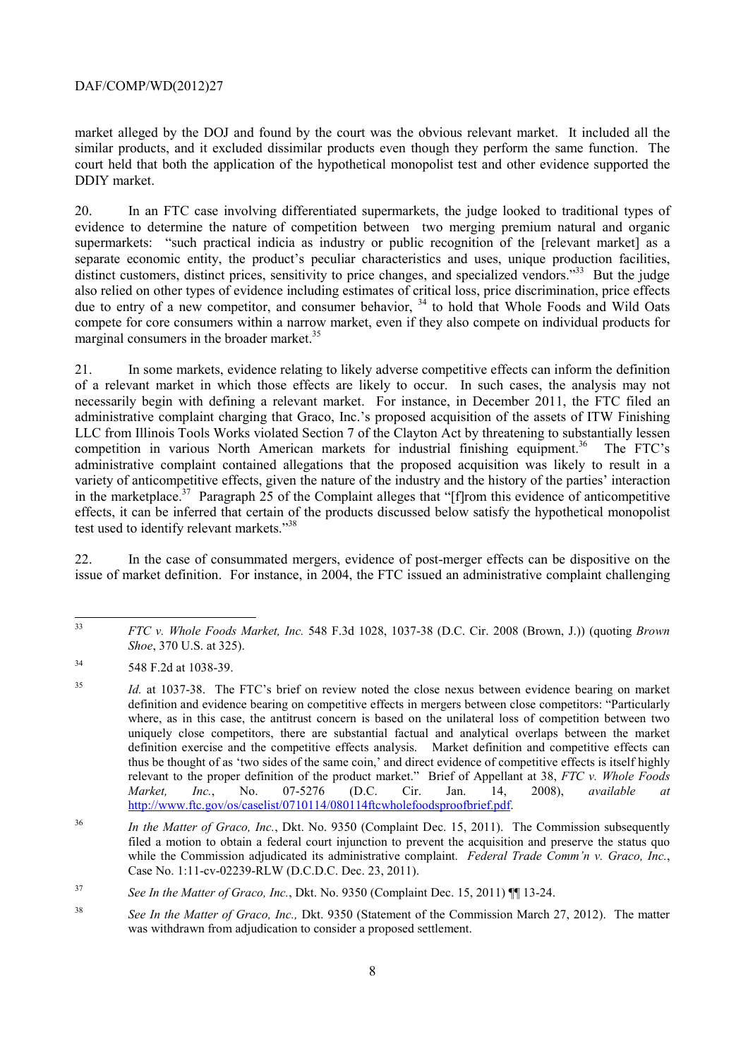market alleged by the DOJ and found by the court was the obvious relevant market. It included all the similar products, and it excluded dissimilar products even though they perform the same function. The court held that both the application of the hypothetical monopolist test and other evidence supported the DDIY market.

20. In an FTC case involving differentiated supermarkets, the judge looked to traditional types of evidence to determine the nature of competition between two merging premium natural and organic supermarkets: "such practical indicia as industry or public recognition of the [relevant market] as a separate economic entity, the product's peculiar characteristics and uses, unique production facilities, distinct customers, distinct prices, sensitivity to price changes, and specialized vendors."[33] But the judge also relied on other types of evidence including estimates of critical loss, price discrimination, price effects due to entry of a new competitor, and consumer behavior, [34] to hold that Whole Foods and Wild Oats compete for core consumers within a narrow market, even if they also compete on individual products for marginal consumers in the broader market.[35]

21. In some markets, evidence relating to likely adverse competitive effects can inform the definition of a relevant market in which those effects are likely to occur. In such cases, the analysis may not necessarily begin with defining a relevant market. For instance, in December 2011, the FTC filed an administrative complaint charging that Graco, Inc.'s proposed acquisition of the assets of ITW Finishing LLC from Illinois Tools Works violated Section 7 of the Clayton Act by threatening to substantially lessen competition in various North American markets for industrial finishing equipment.[36] The FTC's administrative complaint contained allegations that the proposed acquisition was likely to result in a variety of anticompetitive effects, given the nature of the industry and the history of the parties' interaction in the marketplace.[37] Paragraph 25 of the Complaint alleges that "[f]rom this evidence of anticompetitive effects, it can be inferred that certain of the products discussed below satisfy the hypothetical monopolist test used to identify relevant markets."[38]

22. In the case of consummated mergers, evidence of post-merger effects can be dispositive on the issue of market definition. For instance, in 2004, the FTC issued an administrative complaint challenging

---

33 *FTC v. Whole Foods Market, Inc.* 548 F.3d 1028, 1037-38 (D.C. Cir. 2008 (Brown, J.)) (quoting *Brown Shoe*, 370 U.S. at 325).

34 548 F.2d at 1038-39.

35 *Id.* at 1037-38. The FTC's brief on review noted the close nexus between evidence bearing on market definition and evidence bearing on competitive effects in mergers between close competitors: "Particularly where, as in this case, the antitrust concern is based on the unilateral loss of competition between two uniquely close competitors, there are substantial factual and analytical overlaps between the market definition exercise and the competitive effects analysis. Market definition and competitive effects can thus be thought of as 'two sides of the same coin,' and direct evidence of competitive effects is itself highly relevant to the proper definition of the product market." Brief of Appellant at 38, *FTC v. Whole Foods Market, Inc.*, No. 07-5276 (D.C. Cir. Jan. 14, 2008), *available at* http://www.ftc.gov/os/caselist/0710114/080114ftcwholefoodsproofbrief.pdf.

36 *In the Matter of Graco, Inc.*, Dkt. No. 9350 (Complaint Dec. 15, 2011). The Commission subsequently filed a motion to obtain a federal court injunction to prevent the acquisition and preserve the status quo while the Commission adjudicated its administrative complaint. *Federal Trade Comm'n v. Graco, Inc.*, Case No. 1:11-cv-02239-RLW (D.C.D.C. Dec. 23, 2011).

37 *See In the Matter of Graco, Inc.*, Dkt. No. 9350 (Complaint Dec. 15, 2011) ¶¶ 13-24.

38 *See In the Matter of Graco, Inc.,* Dkt. 9350 (Statement of the Commission March 27, 2012). The matter was withdrawn from adjudication to consider a proposed settlement.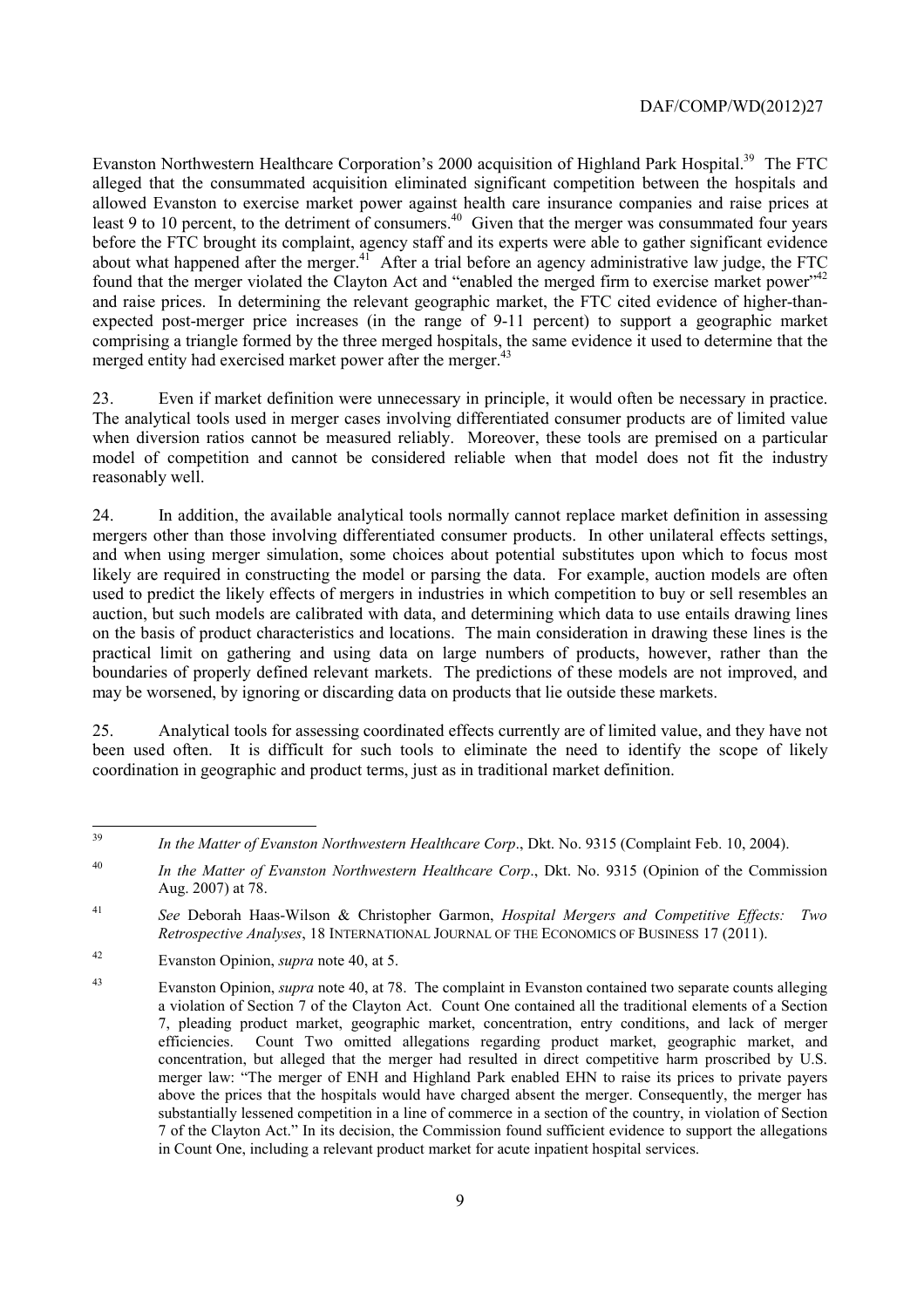Evanston Northwestern Healthcare Corporation's 2000 acquisition of Highland Park Hospital.[39] The FTC alleged that the consummated acquisition eliminated significant competition between the hospitals and allowed Evanston to exercise market power against health care insurance companies and raise prices at least 9 to 10 percent, to the detriment of consumers.[40] Given that the merger was consummated four years before the FTC brought its complaint, agency staff and its experts were able to gather significant evidence about what happened after the merger.[41] After a trial before an agency administrative law judge, the FTC found that the merger violated the Clayton Act and "enabled the merged firm to exercise market power"[42] and raise prices. In determining the relevant geographic market, the FTC cited evidence of higher-than-expected post-merger price increases (in the range of 9-11 percent) to support a geographic market comprising a triangle formed by the three merged hospitals, the same evidence it used to determine that the merged entity had exercised market power after the merger.[43]

23. Even if market definition were unnecessary in principle, it would often be necessary in practice. The analytical tools used in merger cases involving differentiated consumer products are of limited value when diversion ratios cannot be measured reliably. Moreover, these tools are premised on a particular model of competition and cannot be considered reliable when that model does not fit the industry reasonably well.

24. In addition, the available analytical tools normally cannot replace market definition in assessing mergers other than those involving differentiated consumer products. In other unilateral effects settings, and when using merger simulation, some choices about potential substitutes upon which to focus most likely are required in constructing the model or parsing the data. For example, auction models are often used to predict the likely effects of mergers in industries in which competition to buy or sell resembles an auction, but such models are calibrated with data, and determining which data to use entails drawing lines on the basis of product characteristics and locations. The main consideration in drawing these lines is the practical limit on gathering and using data on large numbers of products, however, rather than the boundaries of properly defined relevant markets. The predictions of these models are not improved, and may be worsened, by ignoring or discarding data on products that lie outside these markets.

25. Analytical tools for assessing coordinated effects currently are of limited value, and they have not been used often. It is difficult for such tools to eliminate the need to identify the scope of likely coordination in geographic and product terms, just as in traditional market definition.

---

[39] *In the Matter of Evanston Northwestern Healthcare Corp*., Dkt. No. 9315 (Complaint Feb. 10, 2004).

[40] *In the Matter of Evanston Northwestern Healthcare Corp*., Dkt. No. 9315 (Opinion of the Commission Aug. 2007) at 78.

[41] *See* Deborah Haas-Wilson & Christopher Garmon, *Hospital Mergers and Competitive Effects: Two Retrospective Analyses*, 18 INTERNATIONAL JOURNAL OF THE ECONOMICS OF BUSINESS 17 (2011).

[42] Evanston Opinion, *supra* note 40, at 5.

[43] Evanston Opinion, *supra* note 40, at 78. The complaint in Evanston contained two separate counts alleging a violation of Section 7 of the Clayton Act. Count One contained all the traditional elements of a Section 7, pleading product market, geographic market, concentration, entry conditions, and lack of merger efficiencies. Count Two omitted allegations regarding product market, geographic market, and concentration, but alleged that the merger had resulted in direct competitive harm proscribed by U.S. merger law: "The merger of ENH and Highland Park enabled EHN to raise its prices to private payers above the prices that the hospitals would have charged absent the merger. Consequently, the merger has substantially lessened competition in a line of commerce in a section of the country, in violation of Section 7 of the Clayton Act." In its decision, the Commission found sufficient evidence to support the allegations in Count One, including a relevant product market for acute inpatient hospital services.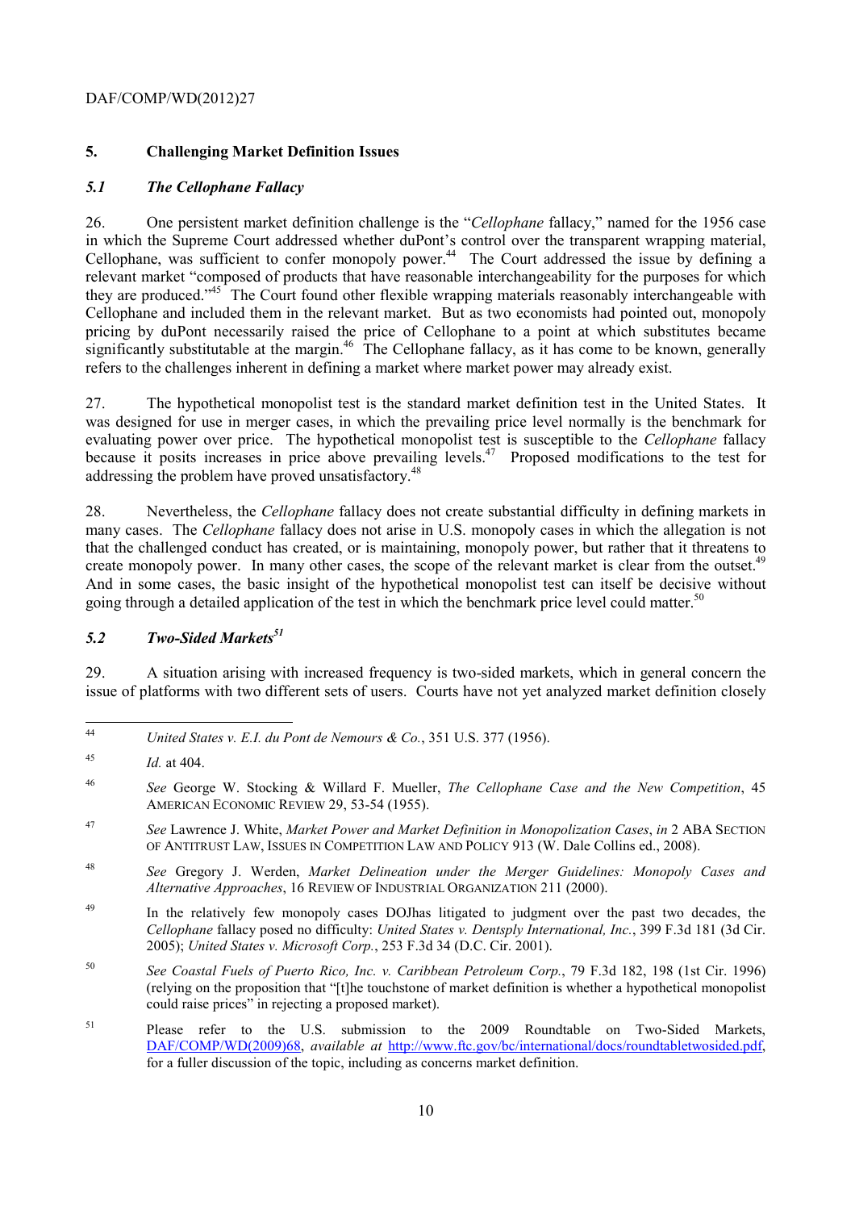## 5. Challenging Market Definition Issues

### *5.1 The Cellophane Fallacy*

26. One persistent market definition challenge is the "*Cellophane* fallacy," named for the 1956 case in which the Supreme Court addressed whether duPont's control over the transparent wrapping material, Cellophane, was sufficient to confer monopoly power.[44] The Court addressed the issue by defining a relevant market "composed of products that have reasonable interchangeability for the purposes for which they are produced."[45] The Court found other flexible wrapping materials reasonably interchangeable with Cellophane and included them in the relevant market. But as two economists had pointed out, monopoly pricing by duPont necessarily raised the price of Cellophane to a point at which substitutes became significantly substitutable at the margin.[46] The Cellophane fallacy, as it has come to be known, generally refers to the challenges inherent in defining a market where market power may already exist.

27. The hypothetical monopolist test is the standard market definition test in the United States. It was designed for use in merger cases, in which the prevailing price level normally is the benchmark for evaluating power over price. The hypothetical monopolist test is susceptible to the *Cellophane* fallacy because it posits increases in price above prevailing levels.[47] Proposed modifications to the test for addressing the problem have proved unsatisfactory.[48]

28. Nevertheless, the *Cellophane* fallacy does not create substantial difficulty in defining markets in many cases. The *Cellophane* fallacy does not arise in U.S. monopoly cases in which the allegation is not that the challenged conduct has created, or is maintaining, monopoly power, but rather that it threatens to create monopoly power. In many other cases, the scope of the relevant market is clear from the outset.[49] And in some cases, the basic insight of the hypothetical monopolist test can itself be decisive without going through a detailed application of the test in which the benchmark price level could matter.[50]

### *5.2 Two-Sided Markets*[51]

29. A situation arising with increased frequency is two-sided markets, which in general concern the issue of platforms with two different sets of users. Courts have not yet analyzed market definition closely

---

[44] *United States v. E.I. du Pont de Nemours & Co.*, 351 U.S. 377 (1956).

[45] *Id.* at 404.

[46] *See* George W. Stocking & Willard F. Mueller, *The Cellophane Case and the New Competition*, 45 AMERICAN ECONOMIC REVIEW 29, 53-54 (1955).

[47] *See* Lawrence J. White, *Market Power and Market Definition in Monopolization Cases*, *in* 2 ABA SECTION OF ANTITRUST LAW, ISSUES IN COMPETITION LAW AND POLICY 913 (W. Dale Collins ed., 2008).

[48] *See* Gregory J. Werden, *Market Delineation under the Merger Guidelines: Monopoly Cases and Alternative Approaches*, 16 REVIEW OF INDUSTRIAL ORGANIZATION 211 (2000).

[49] In the relatively few monopoly cases DOJhas litigated to judgment over the past two decades, the *Cellophane* fallacy posed no difficulty: *United States v. Dentsply International, Inc.*, 399 F.3d 181 (3d Cir. 2005); *United States v. Microsoft Corp.*, 253 F.3d 34 (D.C. Cir. 2001).

[50] *See Coastal Fuels of Puerto Rico, Inc. v. Caribbean Petroleum Corp.*, 79 F.3d 182, 198 (1st Cir. 1996) (relying on the proposition that "[t]he touchstone of market definition is whether a hypothetical monopolist could raise prices" in rejecting a proposed market).

[51] Please refer to the U.S. submission to the 2009 Roundtable on Two-Sided Markets, DAF/COMP/WD(2009)68, *available at* http://www.ftc.gov/bc/international/docs/roundtabletwosided.pdf, for a fuller discussion of the topic, including as concerns market definition.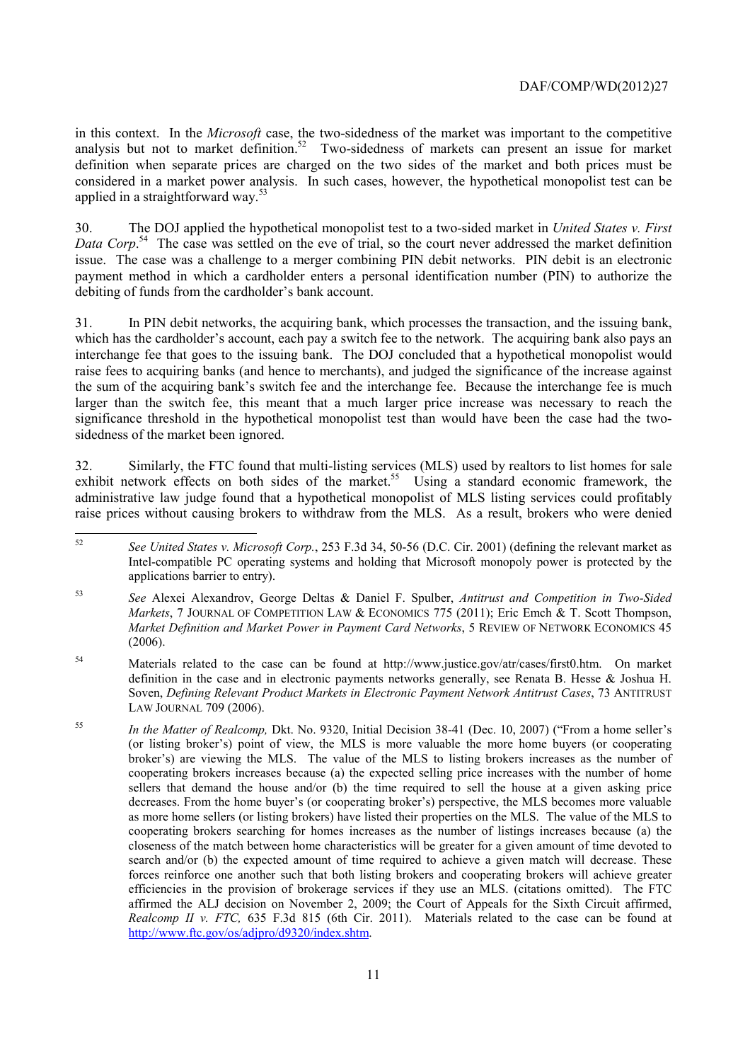in this context. In the *Microsoft* case, the two-sidedness of the market was important to the competitive analysis but not to market definition.[52] Two-sidedness of markets can present an issue for market definition when separate prices are charged on the two sides of the market and both prices must be considered in a market power analysis. In such cases, however, the hypothetical monopolist test can be applied in a straightforward way.[53]

30. The DOJ applied the hypothetical monopolist test to a two-sided market in *United States v. First Data Corp*.[54] The case was settled on the eve of trial, so the court never addressed the market definition issue. The case was a challenge to a merger combining PIN debit networks. PIN debit is an electronic payment method in which a cardholder enters a personal identification number (PIN) to authorize the debiting of funds from the cardholder's bank account.

31. In PIN debit networks, the acquiring bank, which processes the transaction, and the issuing bank, which has the cardholder's account, each pay a switch fee to the network. The acquiring bank also pays an interchange fee that goes to the issuing bank. The DOJ concluded that a hypothetical monopolist would raise fees to acquiring banks (and hence to merchants), and judged the significance of the increase against the sum of the acquiring bank's switch fee and the interchange fee. Because the interchange fee is much larger than the switch fee, this meant that a much larger price increase was necessary to reach the significance threshold in the hypothetical monopolist test than would have been the case had the two-sidedness of the market been ignored.

32. Similarly, the FTC found that multi-listing services (MLS) used by realtors to list homes for sale exhibit network effects on both sides of the market.[55] Using a standard economic framework, the administrative law judge found that a hypothetical monopolist of MLS listing services could profitably raise prices without causing brokers to withdraw from the MLS. As a result, brokers who were denied

---

[52] *See United States v. Microsoft Corp.*, 253 F.3d 34, 50-56 (D.C. Cir. 2001) (defining the relevant market as Intel-compatible PC operating systems and holding that Microsoft monopoly power is protected by the applications barrier to entry).

[53] *See* Alexei Alexandrov, George Deltas & Daniel F. Spulber, *Antitrust and Competition in Two-Sided Markets*, 7 JOURNAL OF COMPETITION LAW & ECONOMICS 775 (2011); Eric Emch & T. Scott Thompson, *Market Definition and Market Power in Payment Card Networks*, 5 REVIEW OF NETWORK ECONOMICS 45 (2006).

[54] Materials related to the case can be found at http://www.justice.gov/atr/cases/first0.htm. On market definition in the case and in electronic payments networks generally, see Renata B. Hesse & Joshua H. Soven, *Defining Relevant Product Markets in Electronic Payment Network Antitrust Cases*, 73 ANTITRUST LAW JOURNAL 709 (2006).

[55] *In the Matter of Realcomp,* Dkt. No. 9320, Initial Decision 38-41 (Dec. 10, 2007) ("From a home seller's (or listing broker's) point of view, the MLS is more valuable the more home buyers (or cooperating broker's) are viewing the MLS. The value of the MLS to listing brokers increases as the number of cooperating brokers increases because (a) the expected selling price increases with the number of home sellers that demand the house and/or (b) the time required to sell the house at a given asking price decreases. From the home buyer's (or cooperating broker's) perspective, the MLS becomes more valuable as more home sellers (or listing brokers) have listed their properties on the MLS. The value of the MLS to cooperating brokers searching for homes increases as the number of listings increases because (a) the closeness of the match between home characteristics will be greater for a given amount of time devoted to search and/or (b) the expected amount of time required to achieve a given match will decrease. These forces reinforce one another such that both listing brokers and cooperating brokers will achieve greater efficiencies in the provision of brokerage services if they use an MLS. (citations omitted). The FTC affirmed the ALJ decision on November 2, 2009; the Court of Appeals for the Sixth Circuit affirmed, *Realcomp II v. FTC,* 635 F.3d 815 (6th Cir. 2011). Materials related to the case can be found at http://www.ftc.gov/os/adjpro/d9320/index.shtm.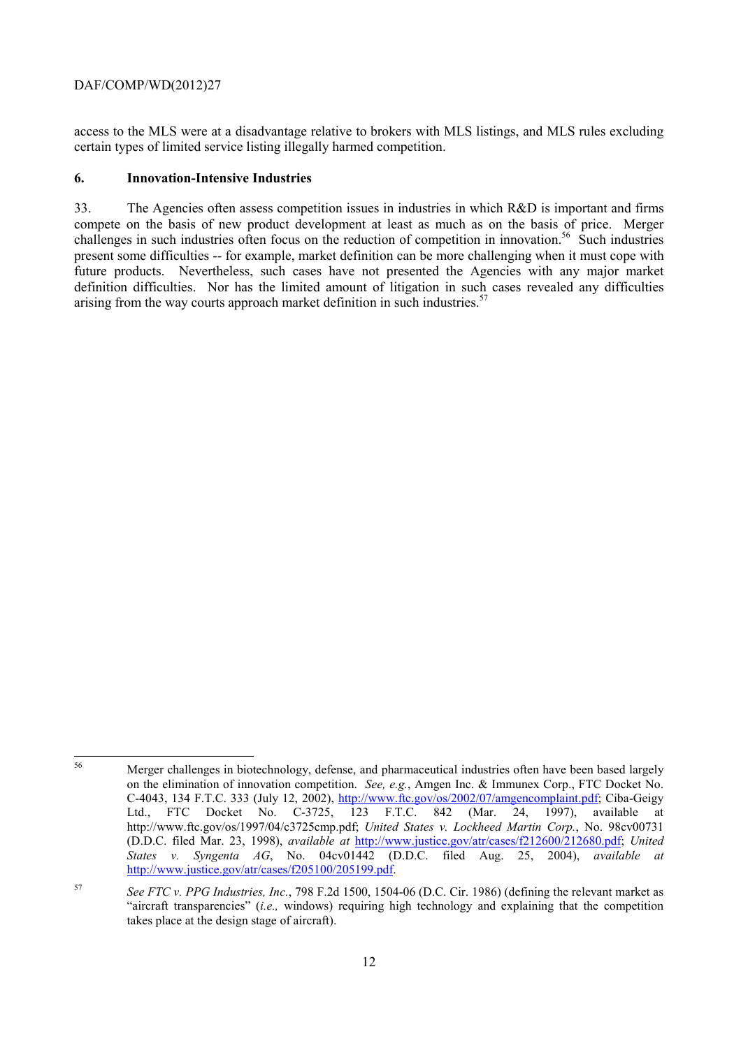access to the MLS were at a disadvantage relative to brokers with MLS listings, and MLS rules excluding certain types of limited service listing illegally harmed competition.

## 6. Innovation-Intensive Industries

33. The Agencies often assess competition issues in industries in which R&D is important and firms compete on the basis of new product development at least as much as on the basis of price. Merger challenges in such industries often focus on the reduction of competition in innovation.[56] Such industries present some difficulties -- for example, market definition can be more challenging when it must cope with future products. Nevertheless, such cases have not presented the Agencies with any major market definition difficulties. Nor has the limited amount of litigation in such cases revealed any difficulties arising from the way courts approach market definition in such industries.[57]

---

[56] Merger challenges in biotechnology, defense, and pharmaceutical industries often have been based largely on the elimination of innovation competition. *See, e.g.*, Amgen Inc. & Immunex Corp., FTC Docket No. C-4043, 134 F.T.C. 333 (July 12, 2002), http://www.ftc.gov/os/2002/07/amgencomplaint.pdf; Ciba-Geigy Ltd., FTC Docket No. C-3725, 123 F.T.C. 842 (Mar. 24, 1997), available at http://www.ftc.gov/os/1997/04/c3725cmp.pdf; *United States v. Lockheed Martin Corp.*, No. 98cv00731 (D.D.C. filed Mar. 23, 1998), *available at* http://www.justice.gov/atr/cases/f212600/212680.pdf; *United States v. Syngenta AG*, No. 04cv01442 (D.D.C. filed Aug. 25, 2004), *available at* http://www.justice.gov/atr/cases/f205100/205199.pdf.

[57] *See FTC v. PPG Industries, Inc.*, 798 F.2d 1500, 1504-06 (D.C. Cir. 1986) (defining the relevant market as "aircraft transparencies" (*i.e.,* windows) requiring high technology and explaining that the competition takes place at the design stage of aircraft).